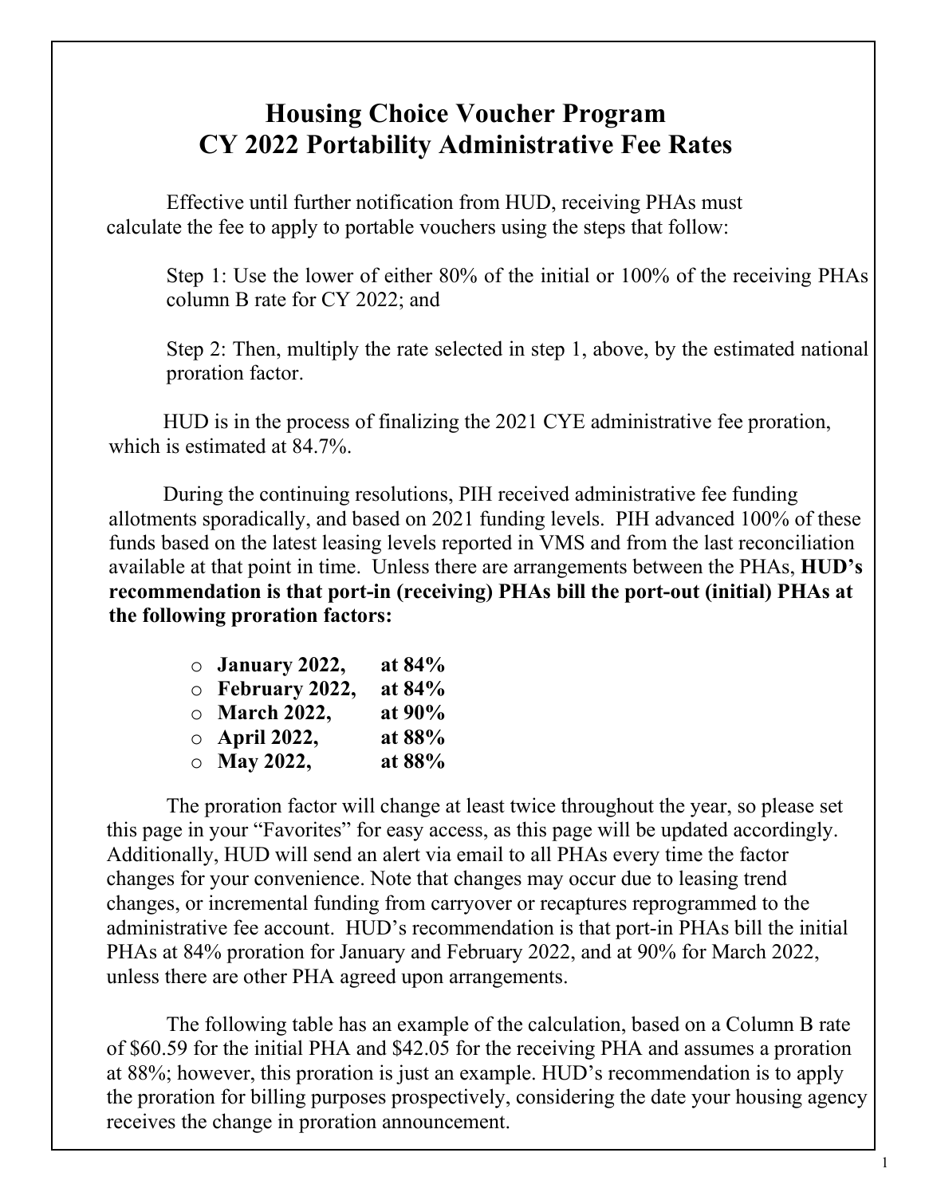# Housing Choice Voucher Program
# CY 2022 Portability Administrative Fee Rates

Effective until further notification from HUD, receiving PHAs must calculate the fee to apply to portable vouchers using the steps that follow:

Step 1: Use the lower of either 80% of the initial or 100% of the receiving PHAs column B rate for CY 2022; and

Step 2: Then, multiply the rate selected in step 1, above, by the estimated national proration factor.

HUD is in the process of finalizing the 2021 CYE administrative fee proration, which is estimated at 84.7%.

During the continuing resolutions, PIH received administrative fee funding allotments sporadically, and based on 2021 funding levels. PIH advanced 100% of these funds based on the latest leasing levels reported in VMS and from the last reconciliation available at that point in time. Unless there are arrangements between the PHAs, **HUD's recommendation is that port-in (receiving) PHAs bill the port-out (initial) PHAs at the following proration factors:**

- **January 2022, at 84%**
- **February 2022, at 84%**
- **March 2022, at 90%**
- **April 2022, at 88%**
- **May 2022, at 88%**

The proration factor will change at least twice throughout the year, so please set this page in your "Favorites" for easy access, as this page will be updated accordingly. Additionally, HUD will send an alert via email to all PHAs every time the factor changes for your convenience. Note that changes may occur due to leasing trend changes, or incremental funding from carryover or recaptures reprogrammed to the administrative fee account. HUD's recommendation is that port-in PHAs bill the initial PHAs at 84% proration for January and February 2022, and at 90% for March 2022, unless there are other PHA agreed upon arrangements.

The following table has an example of the calculation, based on a Column B rate of $60.59 for the initial PHA and $42.05 for the receiving PHA and assumes a proration at 88%; however, this proration is just an example. HUD's recommendation is to apply the proration for billing purposes prospectively, considering the date your housing agency receives the change in proration announcement.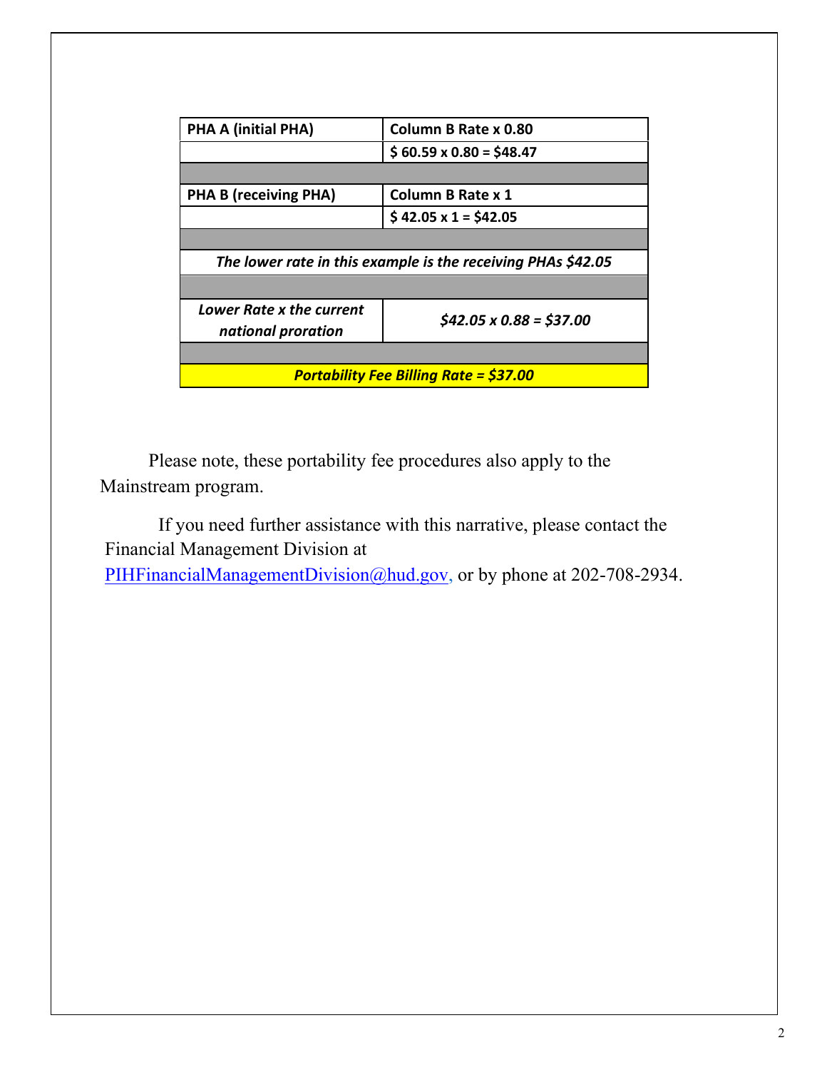| | |
|---|---|
| **PHA A (initial PHA)** | **Column B Rate x 0.80** |
| | **$ 60.59 x 0.80 = $48.47** |
| | |
| **PHA B (receiving PHA)** | **Column B Rate x 1** |
| | **$ 42.05 x 1 = $42.05** |
| | |
| ***The lower rate in this example is the receiving PHAs $42.05*** | |
| | |
| ***Lower Rate x the current national proration*** | ***$42.05 x 0.88 = $37.00*** |
| | |
| ***Portability Fee Billing Rate = $37.00*** | |

Please note, these portability fee procedures also apply to the Mainstream program.

If you need further assistance with this narrative, please contact the Financial Management Division at PIHFinancialManagementDivision@hud.gov, or by phone at 202-708-2934.